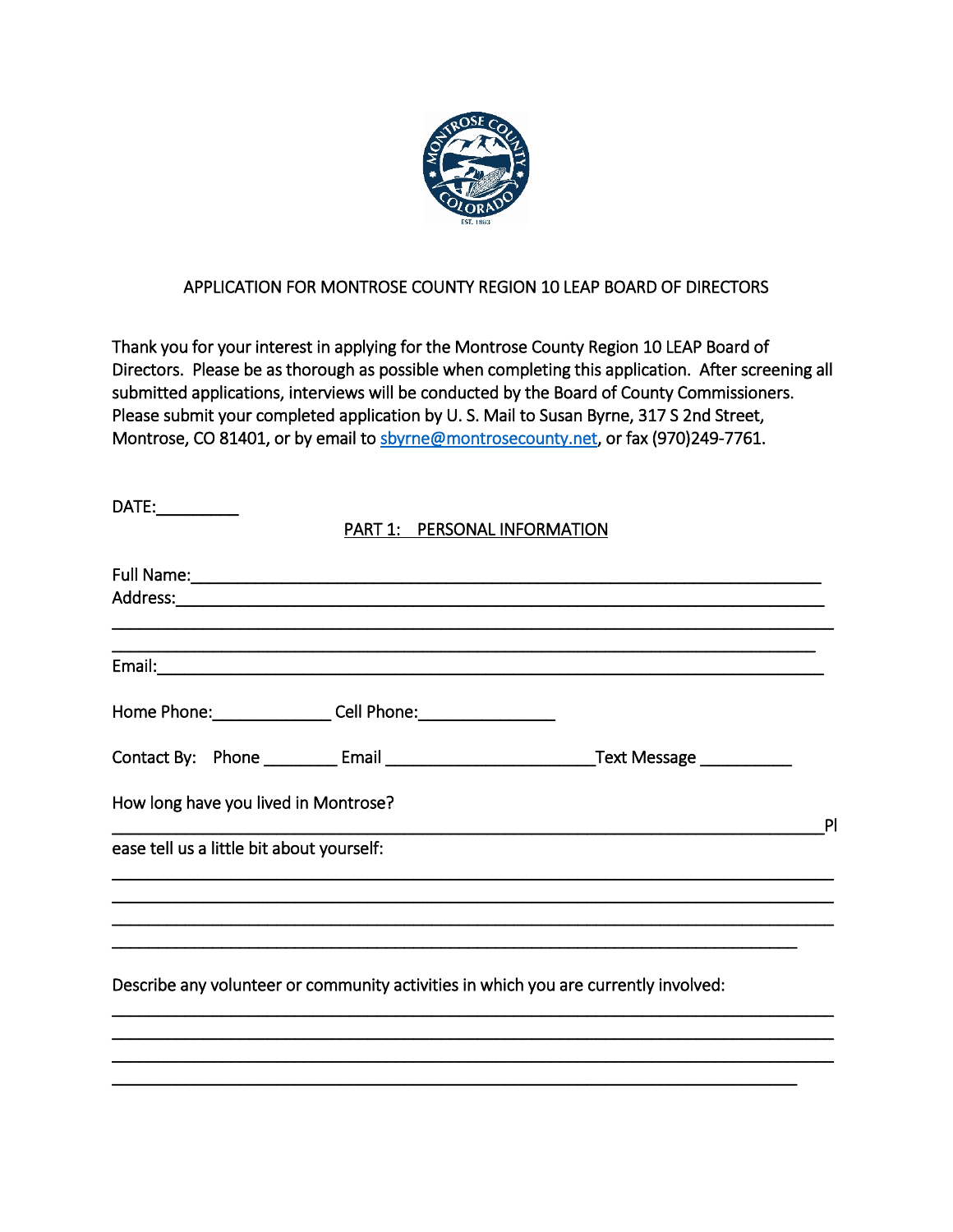# APPLICATION FOR MONTROSE COUNTY REGION 10 LEAP BOARD OF DIRECTORS

Thank you for your interest in applying for the Montrose County Region 10 LEAP Board of Directors. Please be as thorough as possible when completing this application. After screening all submitted applications, interviews will be conducted by the Board of County Commissioners. Please submit your completed application by U. S. Mail to Susan Byrne, 317 S 2nd Street, Montrose, CO 81401, or by email to sbyrne@montrosecounty.net, or fax (970)249-7761.

DATE:__________

## PART 1: PERSONAL INFORMATION

Full Name:______________________________________________________________________

Address:_______________________________________________________________________

_____________________________________________________________________________

_____________________________________________________________________________

Email:_________________________________________________________________________

Home Phone:______________ Cell Phone:________________

Contact By: Phone _________ Email _______________________Text Message ___________

How long have you lived in Montrose?

_____________________________________________________________________________

Please tell us a little bit about yourself:

_____________________________________________________________________________

_____________________________________________________________________________

_____________________________________________________________________________

_____________________________________________________________________________

Describe any volunteer or community activities in which you are currently involved:

_____________________________________________________________________________

_____________________________________________________________________________

_____________________________________________________________________________

_____________________________________________________________________________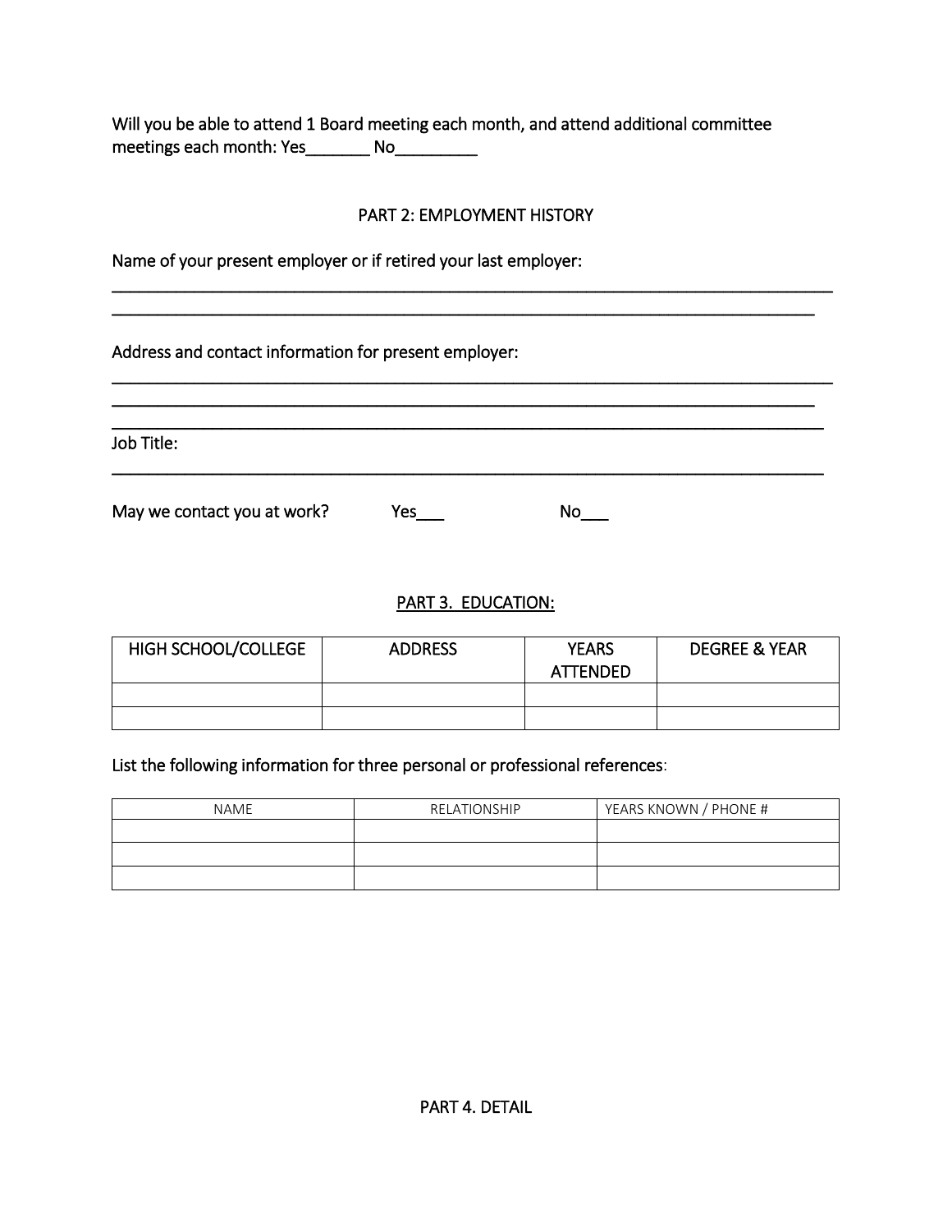Will you be able to attend 1 Board meeting each month, and attend additional committee meetings each month: Yes_______ No_________

## PART 2: EMPLOYMENT HISTORY

Name of your present employer or if retired your last employer:

_______________________________________________________________________________

_______________________________________________________________________________

Address and contact information for present employer:

_______________________________________________________________________________

_______________________________________________________________________________

_______________________________________________________________________________

Job Title:

_______________________________________________________________________________

May we contact you at work? Yes___ No___

## PART 3. EDUCATION:

| HIGH SCHOOL/COLLEGE | ADDRESS | YEARS ATTENDED | DEGREE & YEAR |
|---|---|---|---|
| | | | |
| | | | |

List the following information for three personal or professional references:

| NAME | RELATIONSHIP | YEARS KNOWN / PHONE # |
|---|---|---|
| | | |
| | | |
| | | |

## PART 4. DETAIL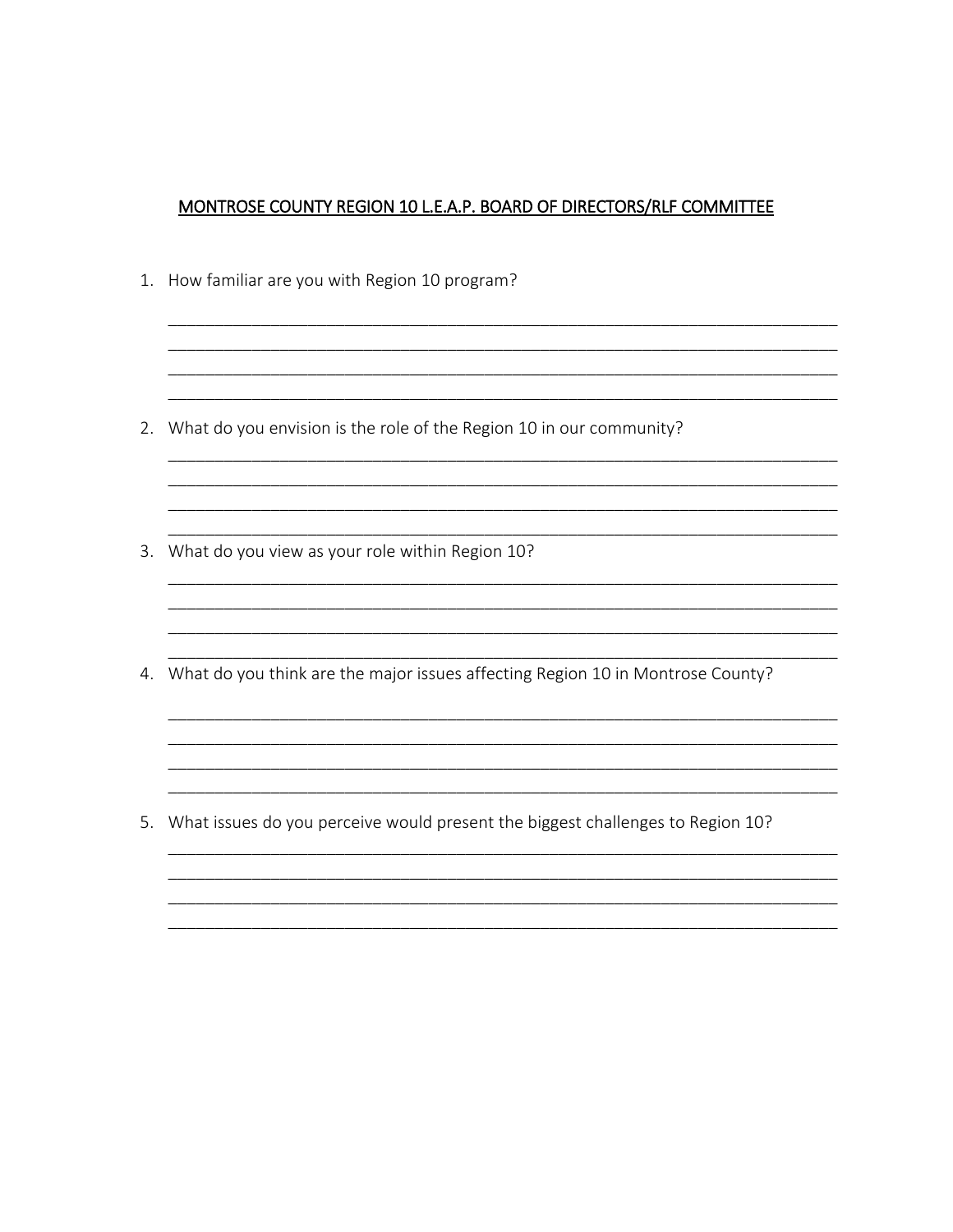<u>**MONTROSE COUNTY REGION 10 L.E.A.P. BOARD OF DIRECTORS/RLF COMMITTEE**</u>

1. How familiar are you with Region 10 program?

    ______________________________________________________________________
    ______________________________________________________________________
    ______________________________________________________________________
    ______________________________________________________________________

2. What do you envision is the role of the Region 10 in our community?

    ______________________________________________________________________
    ______________________________________________________________________
    ______________________________________________________________________
    ______________________________________________________________________

3. What do you view as your role within Region 10?

    ______________________________________________________________________
    ______________________________________________________________________
    ______________________________________________________________________
    ______________________________________________________________________

4. What do you think are the major issues affecting Region 10 in Montrose County?

    ______________________________________________________________________
    ______________________________________________________________________
    ______________________________________________________________________
    ______________________________________________________________________

5. What issues do you perceive would present the biggest challenges to Region 10?

    ______________________________________________________________________
    ______________________________________________________________________
    ______________________________________________________________________
    ______________________________________________________________________